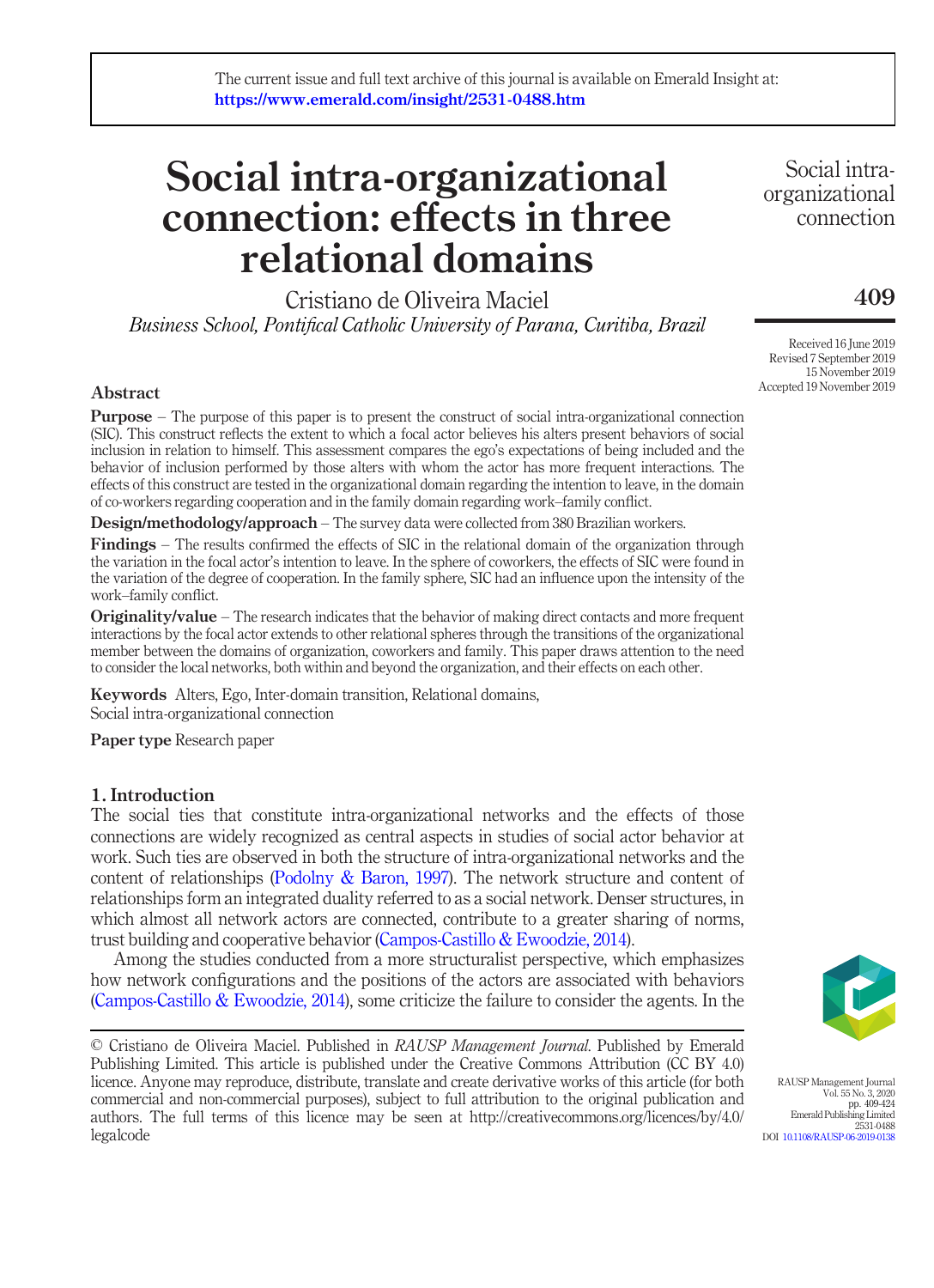The current issue and full text archive of this journal is available on Emerald Insight at:
https://www.emerald.com/insight/2531-0488.htm

# Social intra-organizational connection: effects in three relational domains

Cristiano de Oliveira Maciel

*Business School, Pontifical Catholic University of Parana, Curitiba, Brazil*

Received 16 June 2019
Revised 7 September 2019
15 November 2019
Accepted 19 November 2019

## Abstract

**Purpose** – The purpose of this paper is to present the construct of social intra-organizational connection (SIC). This construct reflects the extent to which a focal actor believes his alters present behaviors of social inclusion in relation to himself. This assessment compares the ego's expectations of being included and the behavior of inclusion performed by those alters with whom the actor has more frequent interactions. The effects of this construct are tested in the organizational domain regarding the intention to leave, in the domain of co-workers regarding cooperation and in the family domain regarding work–family conflict.

**Design/methodology/approach** – The survey data were collected from 380 Brazilian workers.

**Findings** – The results confirmed the effects of SIC in the relational domain of the organization through the variation in the focal actor's intention to leave. In the sphere of coworkers, the effects of SIC were found in the variation of the degree of cooperation. In the family sphere, SIC had an influence upon the intensity of the work–family conflict.

**Originality/value** – The research indicates that the behavior of making direct contacts and more frequent interactions by the focal actor extends to other relational spheres through the transitions of the organizational member between the domains of organization, coworkers and family. This paper draws attention to the need to consider the local networks, both within and beyond the organization, and their effects on each other.

**Keywords** Alters, Ego, Inter-domain transition, Relational domains, Social intra-organizational connection

**Paper type** Research paper

## 1. Introduction

The social ties that constitute intra-organizational networks and the effects of those connections are widely recognized as central aspects in studies of social actor behavior at work. Such ties are observed in both the structure of intra-organizational networks and the content of relationships (Podolny & Baron, 1997). The network structure and content of relationships form an integrated duality referred to as a social network. Denser structures, in which almost all network actors are connected, contribute to a greater sharing of norms, trust building and cooperative behavior (Campos-Castillo & Ewoodzie, 2014).

Among the studies conducted from a more structuralist perspective, which emphasizes how network configurations and the positions of the actors are associated with behaviors (Campos-Castillo & Ewoodzie, 2014), some criticize the failure to consider the agents. In the

© Cristiano de Oliveira Maciel. Published in *RAUSP Management Journal*. Published by Emerald Publishing Limited. This article is published under the Creative Commons Attribution (CC BY 4.0) licence. Anyone may reproduce, distribute, translate and create derivative works of this article (for both commercial and non-commercial purposes), subject to full attribution to the original publication and authors. The full terms of this licence may be seen at http://creativecommons.org/licences/by/4.0/legalcode

RAUSP Management Journal
Vol. 55 No. 3, 2020
pp. 409-424
Emerald Publishing Limited
2531-0488
DOI 10.1108/RAUSP-06-2019-0138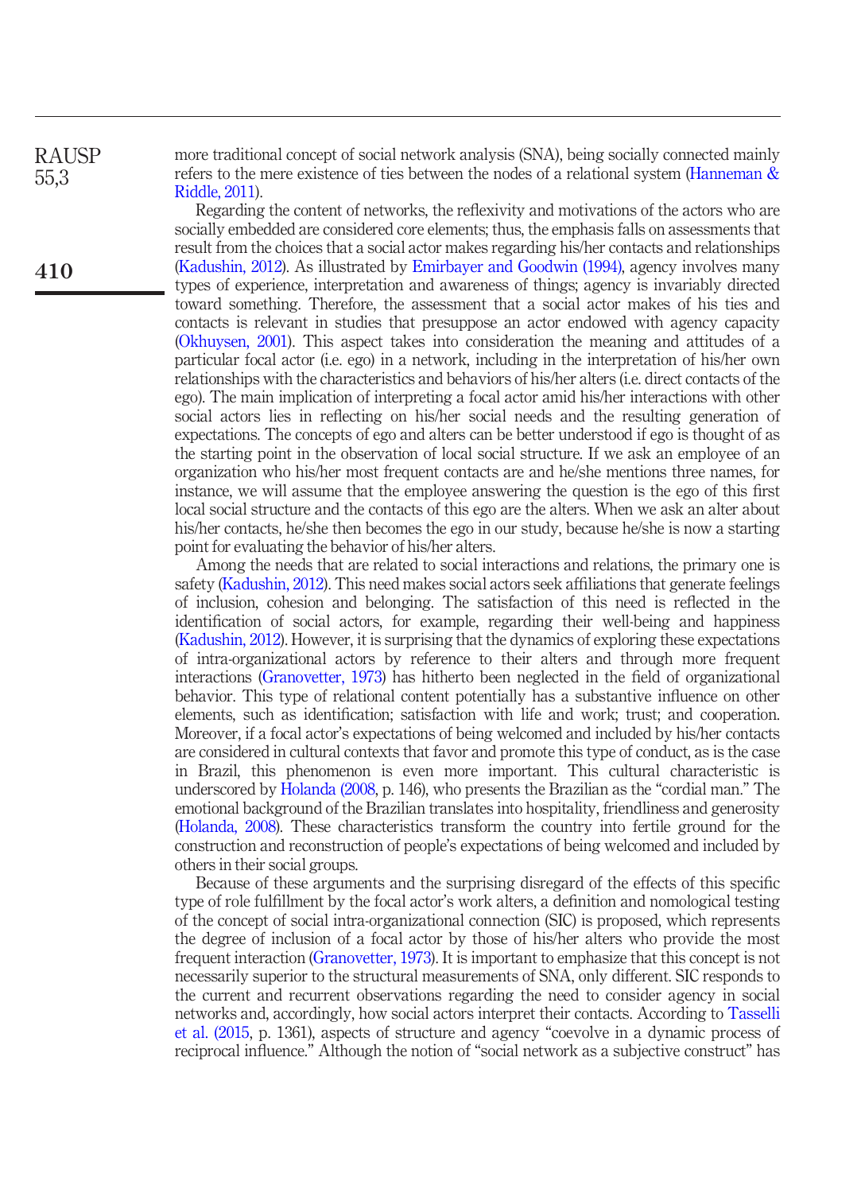more traditional concept of social network analysis (SNA), being socially connected mainly refers to the mere existence of ties between the nodes of a relational system (Hanneman & Riddle, 2011).

Regarding the content of networks, the reflexivity and motivations of the actors who are socially embedded are considered core elements; thus, the emphasis falls on assessments that result from the choices that a social actor makes regarding his/her contacts and relationships (Kadushin, 2012). As illustrated by Emirbayer and Goodwin (1994), agency involves many types of experience, interpretation and awareness of things; agency is invariably directed toward something. Therefore, the assessment that a social actor makes of his ties and contacts is relevant in studies that presuppose an actor endowed with agency capacity (Okhuysen, 2001). This aspect takes into consideration the meaning and attitudes of a particular focal actor (i.e. ego) in a network, including in the interpretation of his/her own relationships with the characteristics and behaviors of his/her alters (i.e. direct contacts of the ego). The main implication of interpreting a focal actor amid his/her interactions with other social actors lies in reflecting on his/her social needs and the resulting generation of expectations. The concepts of ego and alters can be better understood if ego is thought of as the starting point in the observation of local social structure. If we ask an employee of an organization who his/her most frequent contacts are and he/she mentions three names, for instance, we will assume that the employee answering the question is the ego of this first local social structure and the contacts of this ego are the alters. When we ask an alter about his/her contacts, he/she then becomes the ego in our study, because he/she is now a starting point for evaluating the behavior of his/her alters.

Among the needs that are related to social interactions and relations, the primary one is safety (Kadushin, 2012). This need makes social actors seek affiliations that generate feelings of inclusion, cohesion and belonging. The satisfaction of this need is reflected in the identification of social actors, for example, regarding their well-being and happiness (Kadushin, 2012). However, it is surprising that the dynamics of exploring these expectations of intra-organizational actors by reference to their alters and through more frequent interactions (Granovetter, 1973) has hitherto been neglected in the field of organizational behavior. This type of relational content potentially has a substantive influence on other elements, such as identification; satisfaction with life and work; trust; and cooperation. Moreover, if a focal actor's expectations of being welcomed and included by his/her contacts are considered in cultural contexts that favor and promote this type of conduct, as is the case in Brazil, this phenomenon is even more important. This cultural characteristic is underscored by Holanda (2008, p. 146), who presents the Brazilian as the "cordial man." The emotional background of the Brazilian translates into hospitality, friendliness and generosity (Holanda, 2008). These characteristics transform the country into fertile ground for the construction and reconstruction of people's expectations of being welcomed and included by others in their social groups.

Because of these arguments and the surprising disregard of the effects of this specific type of role fulfillment by the focal actor's work alters, a definition and nomological testing of the concept of social intra-organizational connection (SIC) is proposed, which represents the degree of inclusion of a focal actor by those of his/her alters who provide the most frequent interaction (Granovetter, 1973). It is important to emphasize that this concept is not necessarily superior to the structural measurements of SNA, only different. SIC responds to the current and recurrent observations regarding the need to consider agency in social networks and, accordingly, how social actors interpret their contacts. According to Tasselli et al. (2015, p. 1361), aspects of structure and agency "coevolve in a dynamic process of reciprocal influence." Although the notion of "social network as a subjective construct" has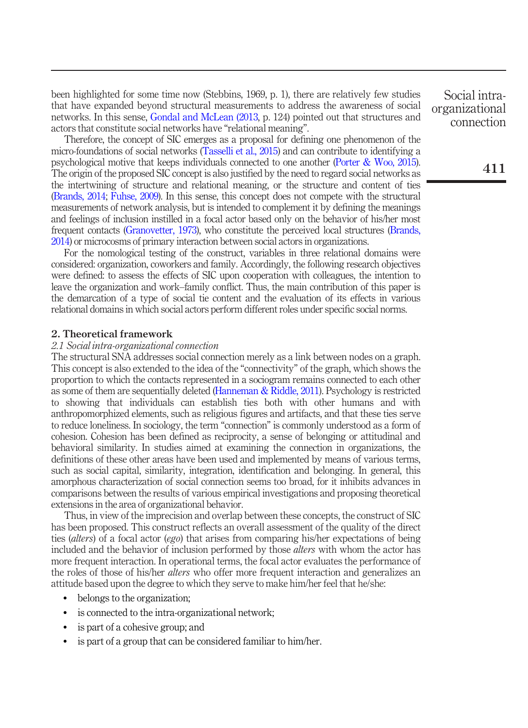been highlighted for some time now (Stebbins, 1969, p. 1), there are relatively few studies that have expanded beyond structural measurements to address the awareness of social networks. In this sense, Gondal and McLean (2013, p. 124) pointed out that structures and actors that constitute social networks have "relational meaning".

Therefore, the concept of SIC emerges as a proposal for defining one phenomenon of the micro-foundations of social networks (Tasselli et al., 2015) and can contribute to identifying a psychological motive that keeps individuals connected to one another (Porter & Woo, 2015). The origin of the proposed SIC concept is also justified by the need to regard social networks as the intertwining of structure and relational meaning, or the structure and content of ties (Brands, 2014; Fuhse, 2009). In this sense, this concept does not compete with the structural measurements of network analysis, but is intended to complement it by defining the meanings and feelings of inclusion instilled in a focal actor based only on the behavior of his/her most frequent contacts (Granovetter, 1973), who constitute the perceived local structures (Brands, 2014) or microcosms of primary interaction between social actors in organizations.

For the nomological testing of the construct, variables in three relational domains were considered: organization, coworkers and family. Accordingly, the following research objectives were defined: to assess the effects of SIC upon cooperation with colleagues, the intention to leave the organization and work–family conflict. Thus, the main contribution of this paper is the demarcation of a type of social tie content and the evaluation of its effects in various relational domains in which social actors perform different roles under specific social norms.

## 2. Theoretical framework

### *2.1 Social intra-organizational connection*

The structural SNA addresses social connection merely as a link between nodes on a graph. This concept is also extended to the idea of the "connectivity" of the graph, which shows the proportion to which the contacts represented in a sociogram remains connected to each other as some of them are sequentially deleted (Hanneman & Riddle, 2011). Psychology is restricted to showing that individuals can establish ties both with other humans and with anthropomorphized elements, such as religious figures and artifacts, and that these ties serve to reduce loneliness. In sociology, the term "connection" is commonly understood as a form of cohesion. Cohesion has been defined as reciprocity, a sense of belonging or attitudinal and behavioral similarity. In studies aimed at examining the connection in organizations, the definitions of these other areas have been used and implemented by means of various terms, such as social capital, similarity, integration, identification and belonging. In general, this amorphous characterization of social connection seems too broad, for it inhibits advances in comparisons between the results of various empirical investigations and proposing theoretical extensions in the area of organizational behavior.

Thus, in view of the imprecision and overlap between these concepts, the construct of SIC has been proposed. This construct reflects an overall assessment of the quality of the direct ties (*alters*) of a focal actor (*ego*) that arises from comparing his/her expectations of being included and the behavior of inclusion performed by those *alters* with whom the actor has more frequent interaction. In operational terms, the focal actor evaluates the performance of the roles of those of his/her *alters* who offer more frequent interaction and generalizes an attitude based upon the degree to which they serve to make him/her feel that he/she:

- belongs to the organization;
- is connected to the intra-organizational network;
- is part of a cohesive group; and
- is part of a group that can be considered familiar to him/her.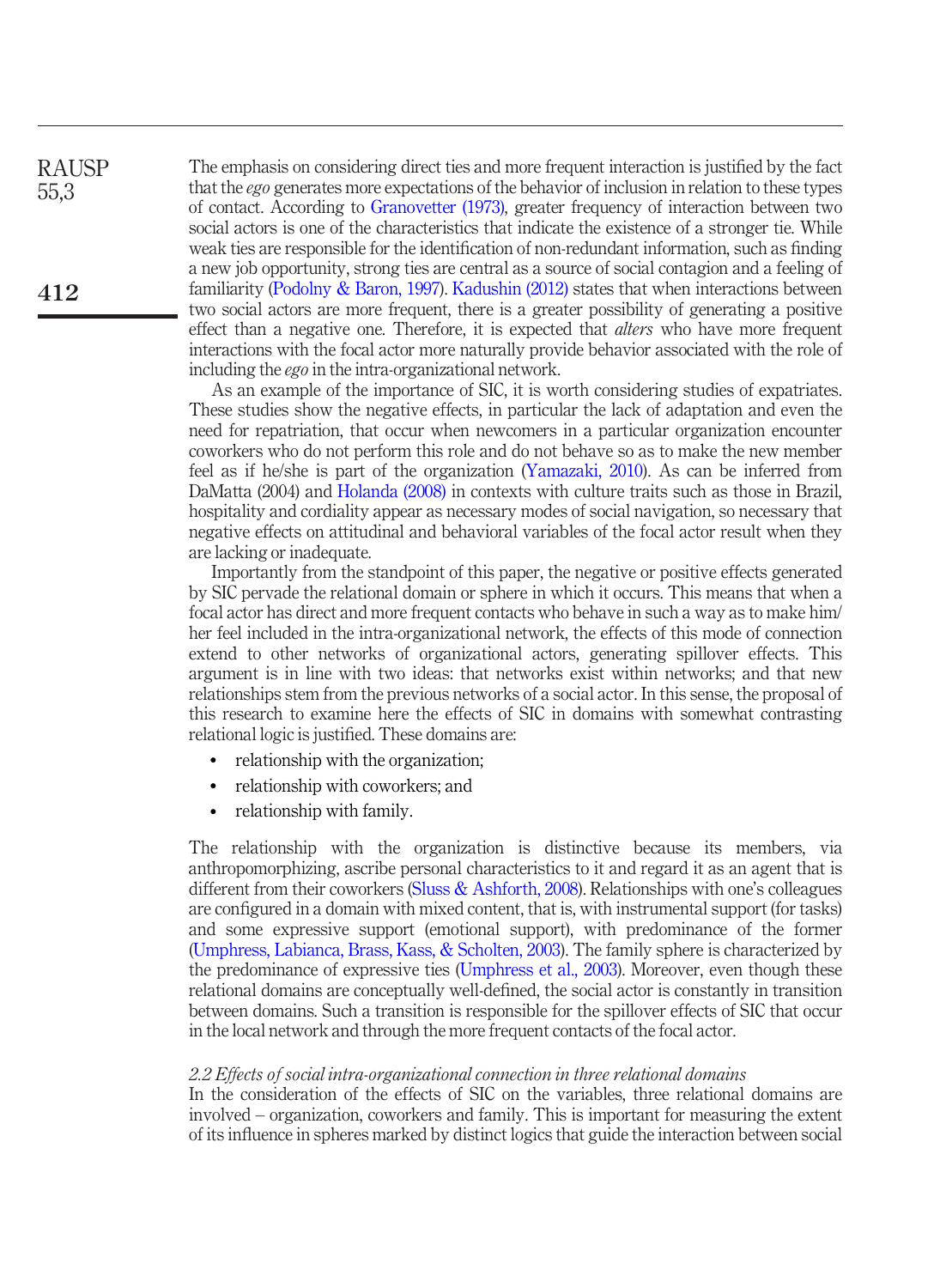The emphasis on considering direct ties and more frequent interaction is justified by the fact that the *ego* generates more expectations of the behavior of inclusion in relation to these types of contact. According to Granovetter (1973), greater frequency of interaction between two social actors is one of the characteristics that indicate the existence of a stronger tie. While weak ties are responsible for the identification of non-redundant information, such as finding a new job opportunity, strong ties are central as a source of social contagion and a feeling of familiarity (Podolny & Baron, 1997). Kadushin (2012) states that when interactions between two social actors are more frequent, there is a greater possibility of generating a positive effect than a negative one. Therefore, it is expected that *alters* who have more frequent interactions with the focal actor more naturally provide behavior associated with the role of including the *ego* in the intra-organizational network.

As an example of the importance of SIC, it is worth considering studies of expatriates. These studies show the negative effects, in particular the lack of adaptation and even the need for repatriation, that occur when newcomers in a particular organization encounter coworkers who do not perform this role and do not behave so as to make the new member feel as if he/she is part of the organization (Yamazaki, 2010). As can be inferred from DaMatta (2004) and Holanda (2008) in contexts with culture traits such as those in Brazil, hospitality and cordiality appear as necessary modes of social navigation, so necessary that negative effects on attitudinal and behavioral variables of the focal actor result when they are lacking or inadequate.

Importantly from the standpoint of this paper, the negative or positive effects generated by SIC pervade the relational domain or sphere in which it occurs. This means that when a focal actor has direct and more frequent contacts who behave in such a way as to make him/her feel included in the intra-organizational network, the effects of this mode of connection extend to other networks of organizational actors, generating spillover effects. This argument is in line with two ideas: that networks exist within networks; and that new relationships stem from the previous networks of a social actor. In this sense, the proposal of this research to examine here the effects of SIC in domains with somewhat contrasting relational logic is justified. These domains are:

- relationship with the organization;
- relationship with coworkers; and
- relationship with family.

The relationship with the organization is distinctive because its members, via anthropomorphizing, ascribe personal characteristics to it and regard it as an agent that is different from their coworkers (Sluss & Ashforth, 2008). Relationships with one's colleagues are configured in a domain with mixed content, that is, with instrumental support (for tasks) and some expressive support (emotional support), with predominance of the former (Umphress, Labianca, Brass, Kass, & Scholten, 2003). The family sphere is characterized by the predominance of expressive ties (Umphress et al., 2003). Moreover, even though these relational domains are conceptually well-defined, the social actor is constantly in transition between domains. Such a transition is responsible for the spillover effects of SIC that occur in the local network and through the more frequent contacts of the focal actor.

### *2.2 Effects of social intra-organizational connection in three relational domains*

In the consideration of the effects of SIC on the variables, three relational domains are involved – organization, coworkers and family. This is important for measuring the extent of its influence in spheres marked by distinct logics that guide the interaction between social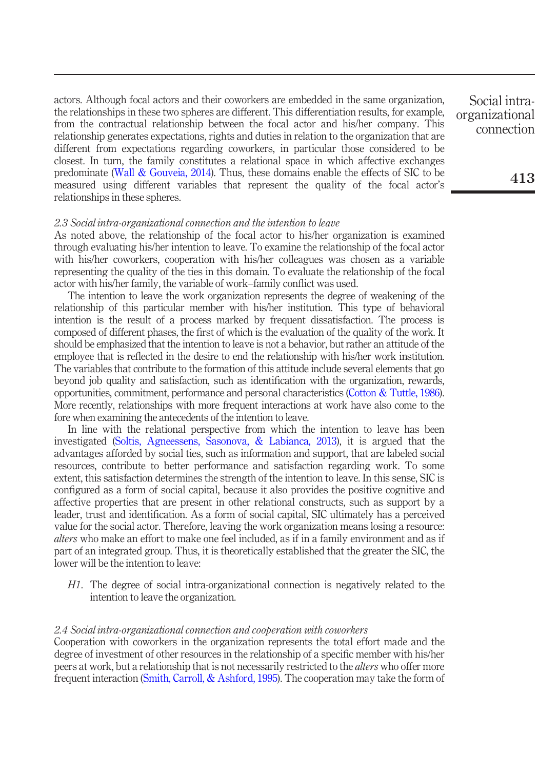actors. Although focal actors and their coworkers are embedded in the same organization, the relationships in these two spheres are different. This differentiation results, for example, from the contractual relationship between the focal actor and his/her company. This relationship generates expectations, rights and duties in relation to the organization that are different from expectations regarding coworkers, in particular those considered to be closest. In turn, the family constitutes a relational space in which affective exchanges predominate (Wall & Gouveia, 2014). Thus, these domains enable the effects of SIC to be measured using different variables that represent the quality of the focal actor's relationships in these spheres.

### *2.3 Social intra-organizational connection and the intention to leave*

As noted above, the relationship of the focal actor to his/her organization is examined through evaluating his/her intention to leave. To examine the relationship of the focal actor with his/her coworkers, cooperation with his/her colleagues was chosen as a variable representing the quality of the ties in this domain. To evaluate the relationship of the focal actor with his/her family, the variable of work–family conflict was used.

The intention to leave the work organization represents the degree of weakening of the relationship of this particular member with his/her institution. This type of behavioral intention is the result of a process marked by frequent dissatisfaction. The process is composed of different phases, the first of which is the evaluation of the quality of the work. It should be emphasized that the intention to leave is not a behavior, but rather an attitude of the employee that is reflected in the desire to end the relationship with his/her work institution. The variables that contribute to the formation of this attitude include several elements that go beyond job quality and satisfaction, such as identification with the organization, rewards, opportunities, commitment, performance and personal characteristics (Cotton & Tuttle, 1986). More recently, relationships with more frequent interactions at work have also come to the fore when examining the antecedents of the intention to leave.

In line with the relational perspective from which the intention to leave has been investigated (Soltis, Agneessens, Sasonova, & Labianca, 2013), it is argued that the advantages afforded by social ties, such as information and support, that are labeled social resources, contribute to better performance and satisfaction regarding work. To some extent, this satisfaction determines the strength of the intention to leave. In this sense, SIC is configured as a form of social capital, because it also provides the positive cognitive and affective properties that are present in other relational constructs, such as support by a leader, trust and identification. As a form of social capital, SIC ultimately has a perceived value for the social actor. Therefore, leaving the work organization means losing a resource: *alters* who make an effort to make one feel included, as if in a family environment and as if part of an integrated group. Thus, it is theoretically established that the greater the SIC, the lower will be the intention to leave:

> *H1*. The degree of social intra-organizational connection is negatively related to the intention to leave the organization.

### *2.4 Social intra-organizational connection and cooperation with coworkers*

Cooperation with coworkers in the organization represents the total effort made and the degree of investment of other resources in the relationship of a specific member with his/her peers at work, but a relationship that is not necessarily restricted to the *alters* who offer more frequent interaction (Smith, Carroll, & Ashford, 1995). The cooperation may take the form of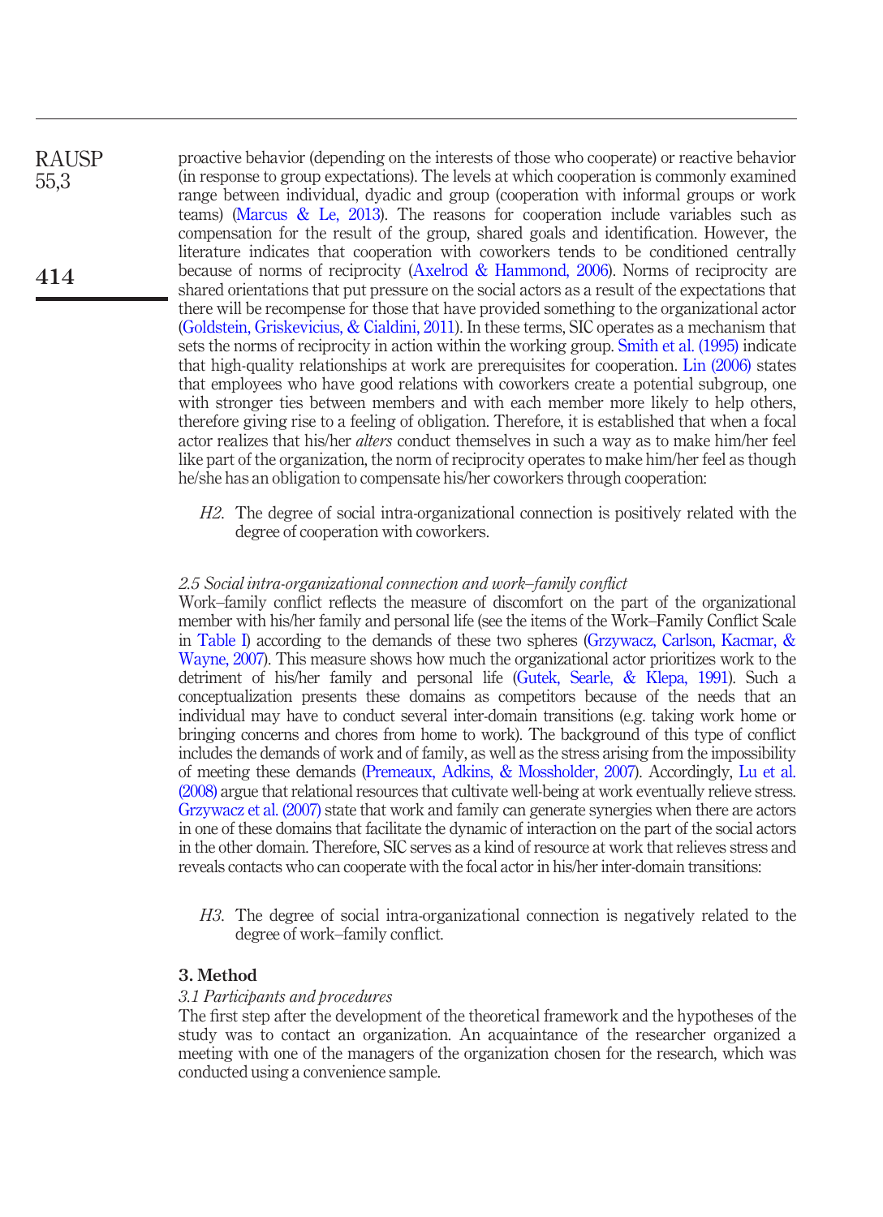proactive behavior (depending on the interests of those who cooperate) or reactive behavior (in response to group expectations). The levels at which cooperation is commonly examined range between individual, dyadic and group (cooperation with informal groups or work teams) (Marcus & Le, 2013). The reasons for cooperation include variables such as compensation for the result of the group, shared goals and identification. However, the literature indicates that cooperation with coworkers tends to be conditioned centrally because of norms of reciprocity (Axelrod & Hammond, 2006). Norms of reciprocity are shared orientations that put pressure on the social actors as a result of the expectations that there will be recompense for those that have provided something to the organizational actor (Goldstein, Griskevicius, & Cialdini, 2011). In these terms, SIC operates as a mechanism that sets the norms of reciprocity in action within the working group. Smith et al. (1995) indicate that high-quality relationships at work are prerequisites for cooperation. Lin (2006) states that employees who have good relations with coworkers create a potential subgroup, one with stronger ties between members and with each member more likely to help others, therefore giving rise to a feeling of obligation. Therefore, it is established that when a focal actor realizes that his/her *alters* conduct themselves in such a way as to make him/her feel like part of the organization, the norm of reciprocity operates to make him/her feel as though he/she has an obligation to compensate his/her coworkers through cooperation:

> *H2.* The degree of social intra-organizational connection is positively related with the degree of cooperation with coworkers.

### *2.5 Social intra-organizational connection and work–family conflict*

Work–family conflict reflects the measure of discomfort on the part of the organizational member with his/her family and personal life (see the items of the Work–Family Conflict Scale in Table I) according to the demands of these two spheres (Grzywacz, Carlson, Kacmar, & Wayne, 2007). This measure shows how much the organizational actor prioritizes work to the detriment of his/her family and personal life (Gutek, Searle, & Klepa, 1991). Such a conceptualization presents these domains as competitors because of the needs that an individual may have to conduct several inter-domain transitions (e.g. taking work home or bringing concerns and chores from home to work). The background of this type of conflict includes the demands of work and of family, as well as the stress arising from the impossibility of meeting these demands (Premeaux, Adkins, & Mossholder, 2007). Accordingly, Lu et al. (2008) argue that relational resources that cultivate well-being at work eventually relieve stress. Grzywacz et al. (2007) state that work and family can generate synergies when there are actors in one of these domains that facilitate the dynamic of interaction on the part of the social actors in the other domain. Therefore, SIC serves as a kind of resource at work that relieves stress and reveals contacts who can cooperate with the focal actor in his/her inter-domain transitions:

> *H3.* The degree of social intra-organizational connection is negatively related to the degree of work–family conflict.

## 3. Method

### *3.1 Participants and procedures*

The first step after the development of the theoretical framework and the hypotheses of the study was to contact an organization. An acquaintance of the researcher organized a meeting with one of the managers of the organization chosen for the research, which was conducted using a convenience sample.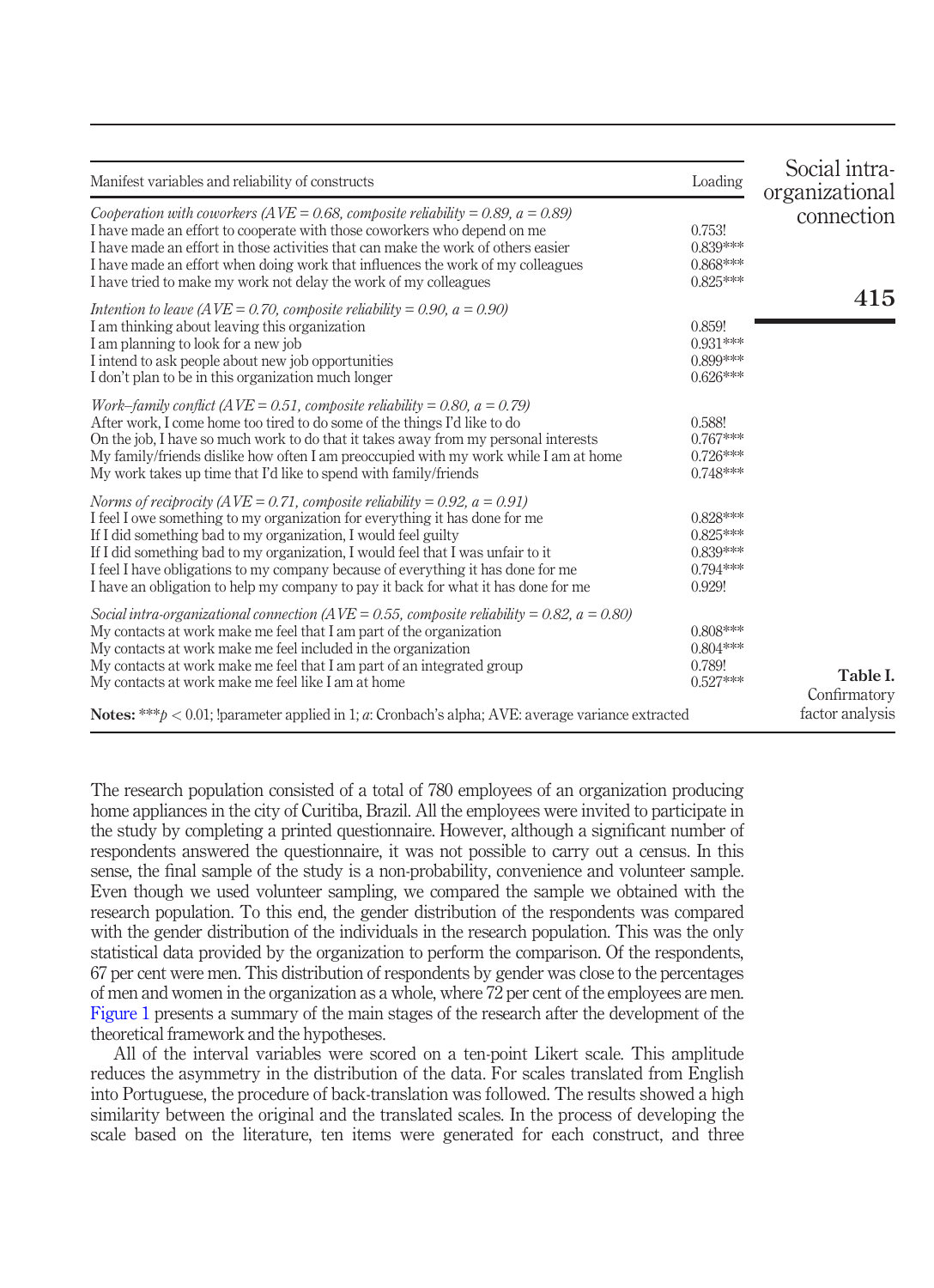| Manifest variables and reliability of constructs | Loading |
|---|---|
| *Cooperation with coworkers (AVE = 0.68, composite reliability = 0.89, a = 0.89)* | |
| I have made an effort to cooperate with those coworkers who depend on me | 0.753! |
| I have made an effort in those activities that can make the work of others easier | 0.839*** |
| I have made an effort when doing work that influences the work of my colleagues | 0.868*** |
| I have tried to make my work not delay the work of my colleagues | 0.825*** |
| *Intention to leave (AVE = 0.70, composite reliability = 0.90, a = 0.90)* | |
| I am thinking about leaving this organization | 0.859! |
| I am planning to look for a new job | 0.931*** |
| I intend to ask people about new job opportunities | 0.899*** |
| I don't plan to be in this organization much longer | 0.626*** |
| *Work–family conflict (AVE = 0.51, composite reliability = 0.80, a = 0.79)* | |
| After work, I come home too tired to do some of the things I'd like to do | 0.588! |
| On the job, I have so much work to do that it takes away from my personal interests | 0.767*** |
| My family/friends dislike how often I am preoccupied with my work while I am at home | 0.726*** |
| My work takes up time that I'd like to spend with family/friends | 0.748*** |
| *Norms of reciprocity (AVE = 0.71, composite reliability = 0.92, a = 0.91)* | |
| I feel I owe something to my organization for everything it has done for me | 0.828*** |
| If I did something bad to my organization, I would feel guilty | 0.825*** |
| If I did something bad to my organization, I would feel that I was unfair to it | 0.839*** |
| I feel I have obligations to my company because of everything it has done for me | 0.794*** |
| I have an obligation to help my company to pay it back for what it has done for me | 0.929! |
| *Social intra-organizational connection (AVE = 0.55, composite reliability = 0.82, a = 0.80)* | |
| My contacts at work make me feel that I am part of the organization | 0.808*** |
| My contacts at work make me feel included in the organization | 0.804*** |
| My contacts at work make me feel that I am part of an integrated group | 0.789! |
| My contacts at work make me feel like I am at home | 0.527*** |

**Notes:** ***$p < 0.01$; !parameter applied in 1; *a*: Cronbach's alpha; AVE: average variance extracted

**Table I.** Confirmatory factor analysis

The research population consisted of a total of 780 employees of an organization producing home appliances in the city of Curitiba, Brazil. All the employees were invited to participate in the study by completing a printed questionnaire. However, although a significant number of respondents answered the questionnaire, it was not possible to carry out a census. In this sense, the final sample of the study is a non-probability, convenience and volunteer sample. Even though we used volunteer sampling, we compared the sample we obtained with the research population. To this end, the gender distribution of the respondents was compared with the gender distribution of the individuals in the research population. This was the only statistical data provided by the organization to perform the comparison. Of the respondents, 67 per cent were men. This distribution of respondents by gender was close to the percentages of men and women in the organization as a whole, where 72 per cent of the employees are men. Figure 1 presents a summary of the main stages of the research after the development of the theoretical framework and the hypotheses.

All of the interval variables were scored on a ten-point Likert scale. This amplitude reduces the asymmetry in the distribution of the data. For scales translated from English into Portuguese, the procedure of back-translation was followed. The results showed a high similarity between the original and the translated scales. In the process of developing the scale based on the literature, ten items were generated for each construct, and three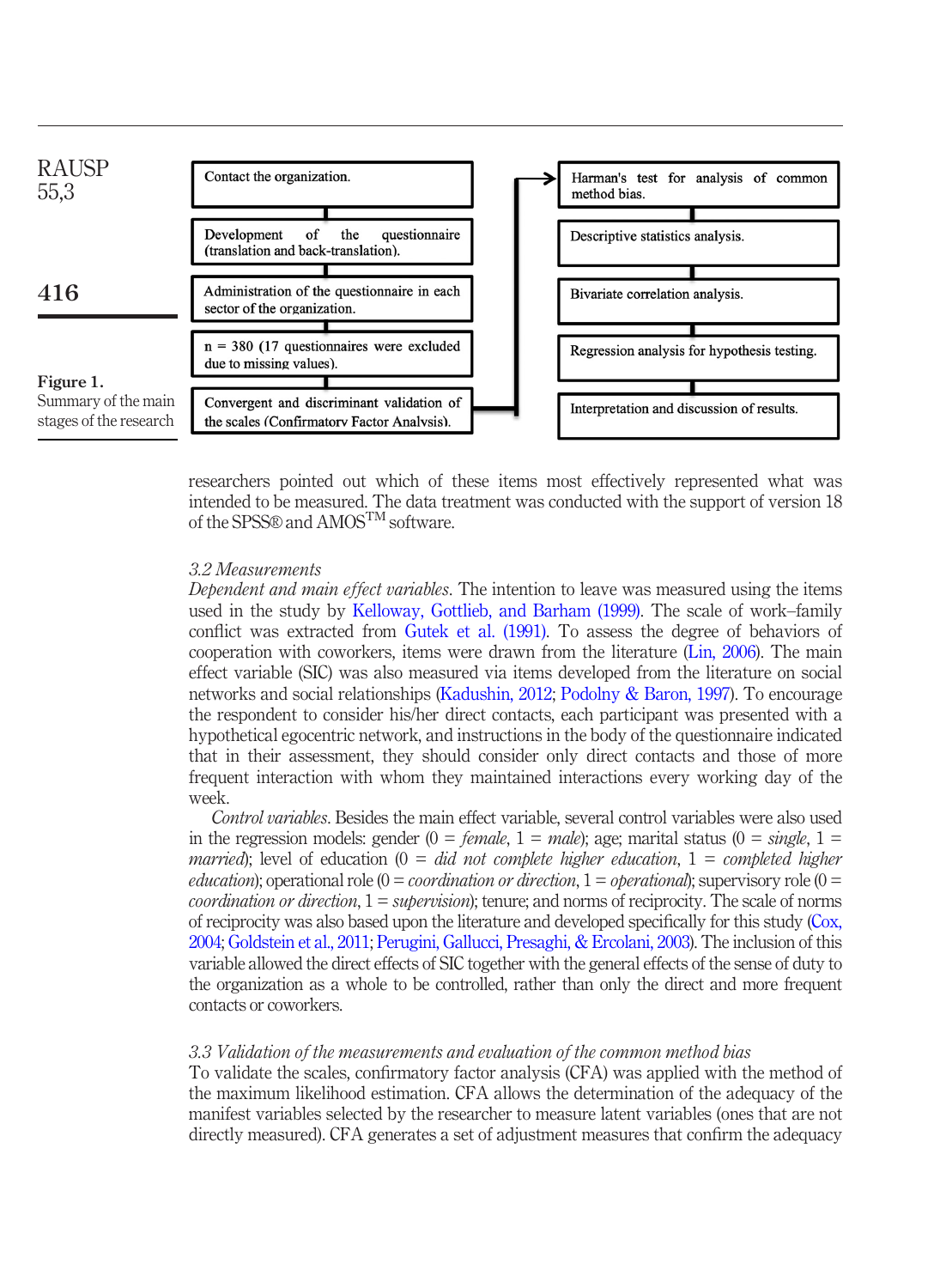Contact the organization.

Development of the questionnaire (translation and back-translation).

Administration of the questionnaire in each sector of the organization.

n = 380 (17 questionnaires were excluded due to missing values).

Convergent and discriminant validation of the scales (Confirmatory Factor Analysis).

Harman's test for analysis of common method bias.

Descriptive statistics analysis.

Bivariate correlation analysis.

Regression analysis for hypothesis testing.

Interpretation and discussion of results.

**Figure 1.** Summary of the main stages of the research

researchers pointed out which of these items most effectively represented what was intended to be measured. The data treatment was conducted with the support of version 18 of the SPSS® and AMOS™ software.

### 3.2 Measurements

*Dependent and main effect variables*. The intention to leave was measured using the items used in the study by Kelloway, Gottlieb, and Barham (1999). The scale of work–family conflict was extracted from Gutek et al. (1991). To assess the degree of behaviors of cooperation with coworkers, items were drawn from the literature (Lin, 2006). The main effect variable (SIC) was also measured via items developed from the literature on social networks and social relationships (Kadushin, 2012; Podolny & Baron, 1997). To encourage the respondent to consider his/her direct contacts, each participant was presented with a hypothetical egocentric network, and instructions in the body of the questionnaire indicated that in their assessment, they should consider only direct contacts and those of more frequent interaction with whom they maintained interactions every working day of the week.

*Control variables*. Besides the main effect variable, several control variables were also used in the regression models: gender (0 = *female*, 1 = *male*); age; marital status (0 = *single*, 1 = *married*); level of education (0 = *did not complete higher education*, 1 = *completed higher education*); operational role (0 = *coordination or direction*, 1 = *operational*); supervisory role (0 = *coordination or direction*, 1 = *supervision*); tenure; and norms of reciprocity. The scale of norms of reciprocity was also based upon the literature and developed specifically for this study (Cox, 2004; Goldstein et al., 2011; Perugini, Gallucci, Presaghi, & Ercolani, 2003). The inclusion of this variable allowed the direct effects of SIC together with the general effects of the sense of duty to the organization as a whole to be controlled, rather than only the direct and more frequent contacts or coworkers.

### 3.3 Validation of the measurements and evaluation of the common method bias

To validate the scales, confirmatory factor analysis (CFA) was applied with the method of the maximum likelihood estimation. CFA allows the determination of the adequacy of the manifest variables selected by the researcher to measure latent variables (ones that are not directly measured). CFA generates a set of adjustment measures that confirm the adequacy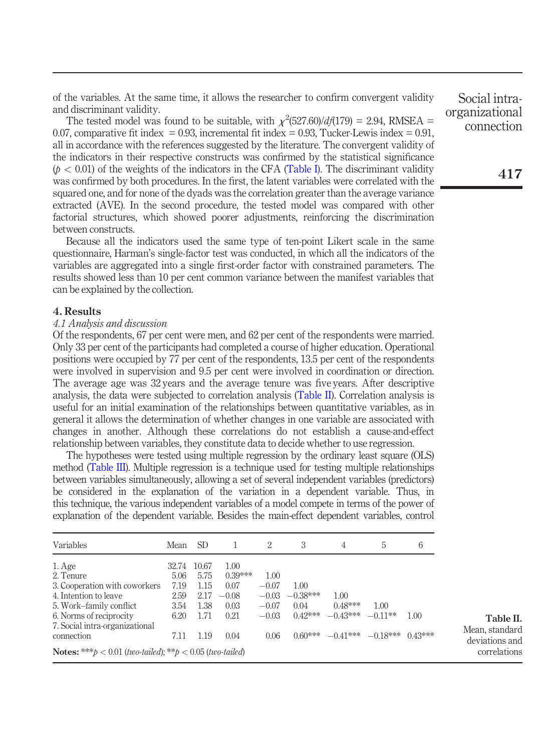of the variables. At the same time, it allows the researcher to confirm convergent validity and discriminant validity.

The tested model was found to be suitable, with $\chi^2(527.60)/df(179) = 2.94$, RMSEA = 0.07, comparative fit index = 0.93, incremental fit index = 0.93, Tucker-Lewis index = 0.91, all in accordance with the references suggested by the literature. The convergent validity of the indicators in their respective constructs was confirmed by the statistical significance ($p < 0.01$) of the weights of the indicators in the CFA (Table I). The discriminant validity was confirmed by both procedures. In the first, the latent variables were correlated with the squared one, and for none of the dyads was the correlation greater than the average variance extracted (AVE). In the second procedure, the tested model was compared with other factorial structures, which showed poorer adjustments, reinforcing the discrimination between constructs.

Because all the indicators used the same type of ten-point Likert scale in the same questionnaire, Harman's single-factor test was conducted, in which all the indicators of the variables are aggregated into a single first-order factor with constrained parameters. The results showed less than 10 per cent common variance between the manifest variables that can be explained by the collection.

## 4. Results

### *4.1 Analysis and discussion*

Of the respondents, 67 per cent were men, and 62 per cent of the respondents were married. Only 33 per cent of the participants had completed a course of higher education. Operational positions were occupied by 77 per cent of the respondents, 13.5 per cent of the respondents were involved in supervision and 9.5 per cent were involved in coordination or direction. The average age was 32 years and the average tenure was five years. After descriptive analysis, the data were subjected to correlation analysis (Table II). Correlation analysis is useful for an initial examination of the relationships between quantitative variables, as in general it allows the determination of whether changes in one variable are associated with changes in another. Although these correlations do not establish a cause-and-effect relationship between variables, they constitute data to decide whether to use regression.

The hypotheses were tested using multiple regression by the ordinary least square (OLS) method (Table III). Multiple regression is a technique used for testing multiple relationships between variables simultaneously, allowing a set of several independent variables (predictors) be considered in the explanation of the variation in a dependent variable. Thus, in this technique, the various independent variables of a model compete in terms of the power of explanation of the dependent variable. Besides the main-effect dependent variables, control

| Variables | Mean | SD | 1 | 2 | 3 | 4 | 5 | 6 |
|---|---|---|---|---|---|---|---|---|
| 1. Age | 32.74 | 10.67 | 1.00 | | | | | |
| 2. Tenure | 5.06 | 5.75 | 0.39*** | 1.00 | | | | |
| 3. Cooperation with coworkers | 7.19 | 1.15 | 0.07 | −0.07 | 1.00 | | | |
| 4. Intention to leave | 2.59 | 2.17 | −0.08 | −0.03 | −0.38*** | 1.00 | | |
| 5. Work–family conflict | 3.54 | 1.38 | 0.03 | −0.07 | 0.04 | 0.48*** | 1.00 | |
| 6. Norms of reciprocity | 6.20 | 1.71 | 0.21 | −0.03 | 0.42*** | −0.43*** | −0.11** | 1.00 |
| 7. Social intra-organizational connection | 7.11 | 1.19 | 0.04 | 0.06 | 0.60*** | −0.41*** | −0.18*** | 0.43*** |

**Notes:** ***$p < 0.01$ (*two-tailed*); **$p < 0.05$ (*two-tailed*)

**Table II.** Mean, standard deviations and correlations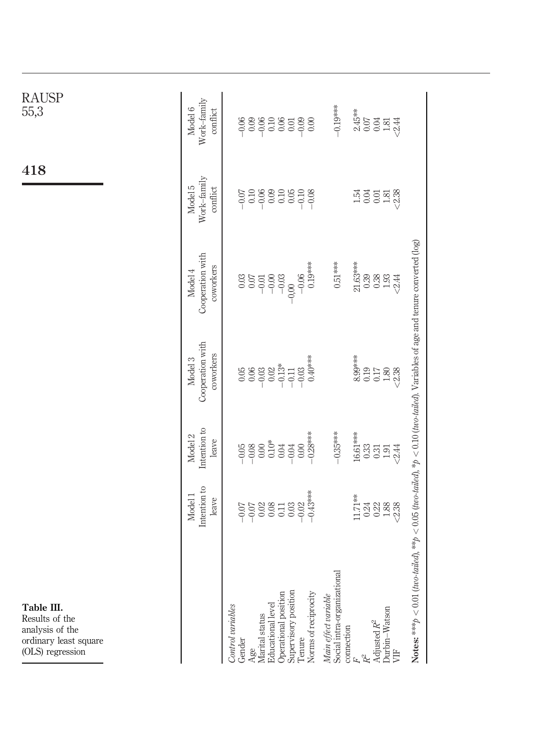**Table III.** Results of the analysis of the ordinary least square (OLS) regression

| | Model 1 Intention to leave | Model 2 Intention to leave | Model 3 Cooperation with coworkers | Model 4 Cooperation with coworkers | Model 5 Work–family conflict | Model 6 Work–family conflict |
|---|---|---|---|---|---|---|
| *Control variables* | | | | | | |
| Gender | −0.07 | −0.05 | 0.05 | 0.03 | −0.07 | −0.06 |
| Age | −0.07 | −0.08 | 0.06 | 0.07 | 0.10 | 0.09 |
| Marital status | 0.02 | 0.00 | −0.03 | −0.01 | −0.06 | −0.06 |
| Educational level | 0.08 | 0.10* | 0.02 | −0.00 | 0.09 | 0.10 |
| Operational position | 0.11 | 0.04 | −0.13* | −0.03 | 0.10 | 0.06 |
| Supervisory position | 0.03 | −0.04 | −0.11 | −0,00 | 0.05 | 0.01 |
| Tenure | −0.02 | 0.00 | −0.03 | −0.06 | −0.10 | −0.09 |
| Norms of reciprocity | −0.43*** | −0.28*** | 0.40*** | 0.19*** | −0.08 | 0.00 |
| *Main effect variable* | | | | | | |
| Social intra-organizational connection | | −0.35*** | | 0.51*** | | −0.19*** |
| $F$ | 11.71** | 16.61*** | 8.99*** | 21.63*** | 1.54 | 2.45** |
| $R^2$ | 0.24 | 0.33 | 0.19 | 0.39 | 0.04 | 0.07 |
| Adjusted $R^2$ | 0.22 | 0.31 | 0.17 | 0.38 | 0.01 | 0.04 |
| Durbin–Watson | 1.88 | 1.91 | 1.80 | 1.93 | 1.81 | 1.81 |
| VIF | <2.38 | <2.44 | <2.38 | <2.44 | <2.38 | <2.44 |

**Notes:** ***$p < 0.01$ (*two-tailed*), **$p < 0.05$ (*two-tailed*), *$p < 0.10$ (*two-tailed*). Variables of age and tenure converted (log)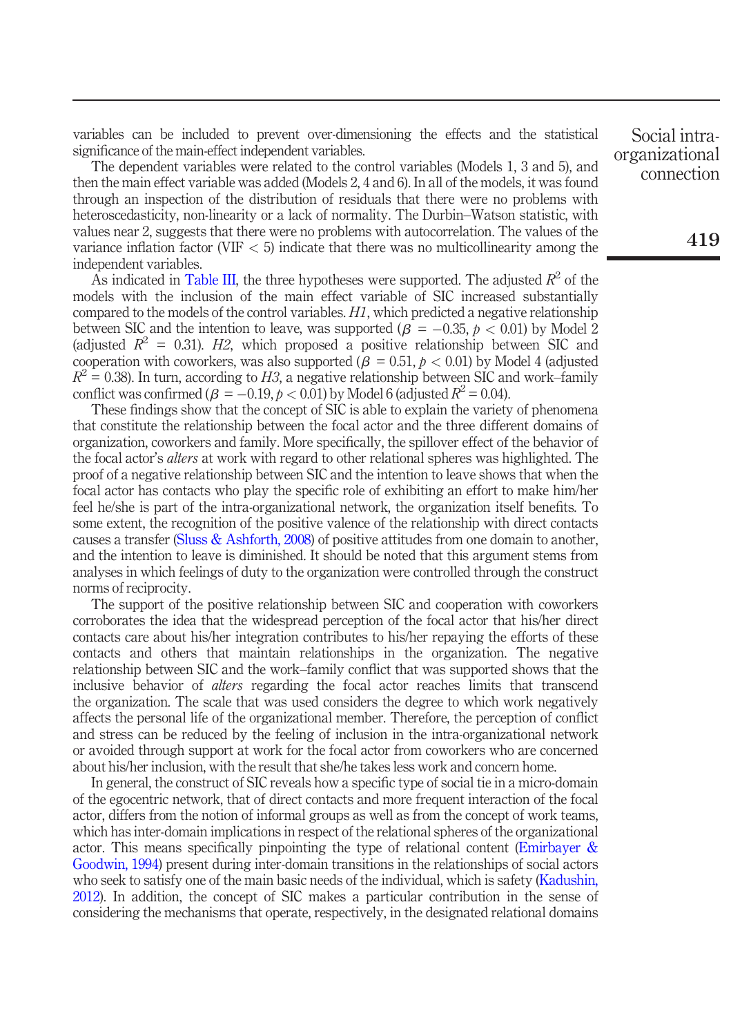variables can be included to prevent over-dimensioning the effects and the statistical significance of the main-effect independent variables.

The dependent variables were related to the control variables (Models 1, 3 and 5), and then the main effect variable was added (Models 2, 4 and 6). In all of the models, it was found through an inspection of the distribution of residuals that there were no problems with heteroscedasticity, non-linearity or a lack of normality. The Durbin–Watson statistic, with values near 2, suggests that there were no problems with autocorrelation. The values of the variance inflation factor (VIF $< 5$) indicate that there was no multicollinearity among the independent variables.

As indicated in Table III, the three hypotheses were supported. The adjusted $R^2$ of the models with the inclusion of the main effect variable of SIC increased substantially compared to the models of the control variables. *H1*, which predicted a negative relationship between SIC and the intention to leave, was supported ($\beta = -0.35$, $p < 0.01$) by Model 2 (adjusted $R^2 = 0.31$). *H2*, which proposed a positive relationship between SIC and cooperation with coworkers, was also supported ($\beta = 0.51$, $p < 0.01$) by Model 4 (adjusted $R^2 = 0.38$). In turn, according to *H3*, a negative relationship between SIC and work–family conflict was confirmed ($\beta = -0.19$, $p < 0.01$) by Model 6 (adjusted $R^2 = 0.04$).

These findings show that the concept of SIC is able to explain the variety of phenomena that constitute the relationship between the focal actor and the three different domains of organization, coworkers and family. More specifically, the spillover effect of the behavior of the focal actor's *alters* at work with regard to other relational spheres was highlighted. The proof of a negative relationship between SIC and the intention to leave shows that when the focal actor has contacts who play the specific role of exhibiting an effort to make him/her feel he/she is part of the intra-organizational network, the organization itself benefits. To some extent, the recognition of the positive valence of the relationship with direct contacts causes a transfer (Sluss & Ashforth, 2008) of positive attitudes from one domain to another, and the intention to leave is diminished. It should be noted that this argument stems from analyses in which feelings of duty to the organization were controlled through the construct norms of reciprocity.

The support of the positive relationship between SIC and cooperation with coworkers corroborates the idea that the widespread perception of the focal actor that his/her direct contacts care about his/her integration contributes to his/her repaying the efforts of these contacts and others that maintain relationships in the organization. The negative relationship between SIC and the work–family conflict that was supported shows that the inclusive behavior of *alters* regarding the focal actor reaches limits that transcend the organization. The scale that was used considers the degree to which work negatively affects the personal life of the organizational member. Therefore, the perception of conflict and stress can be reduced by the feeling of inclusion in the intra-organizational network or avoided through support at work for the focal actor from coworkers who are concerned about his/her inclusion, with the result that she/he takes less work and concern home.

In general, the construct of SIC reveals how a specific type of social tie in a micro-domain of the egocentric network, that of direct contacts and more frequent interaction of the focal actor, differs from the notion of informal groups as well as from the concept of work teams, which has inter-domain implications in respect of the relational spheres of the organizational actor. This means specifically pinpointing the type of relational content (Emirbayer & Goodwin, 1994) present during inter-domain transitions in the relationships of social actors who seek to satisfy one of the main basic needs of the individual, which is safety (Kadushin, 2012). In addition, the concept of SIC makes a particular contribution in the sense of considering the mechanisms that operate, respectively, in the designated relational domains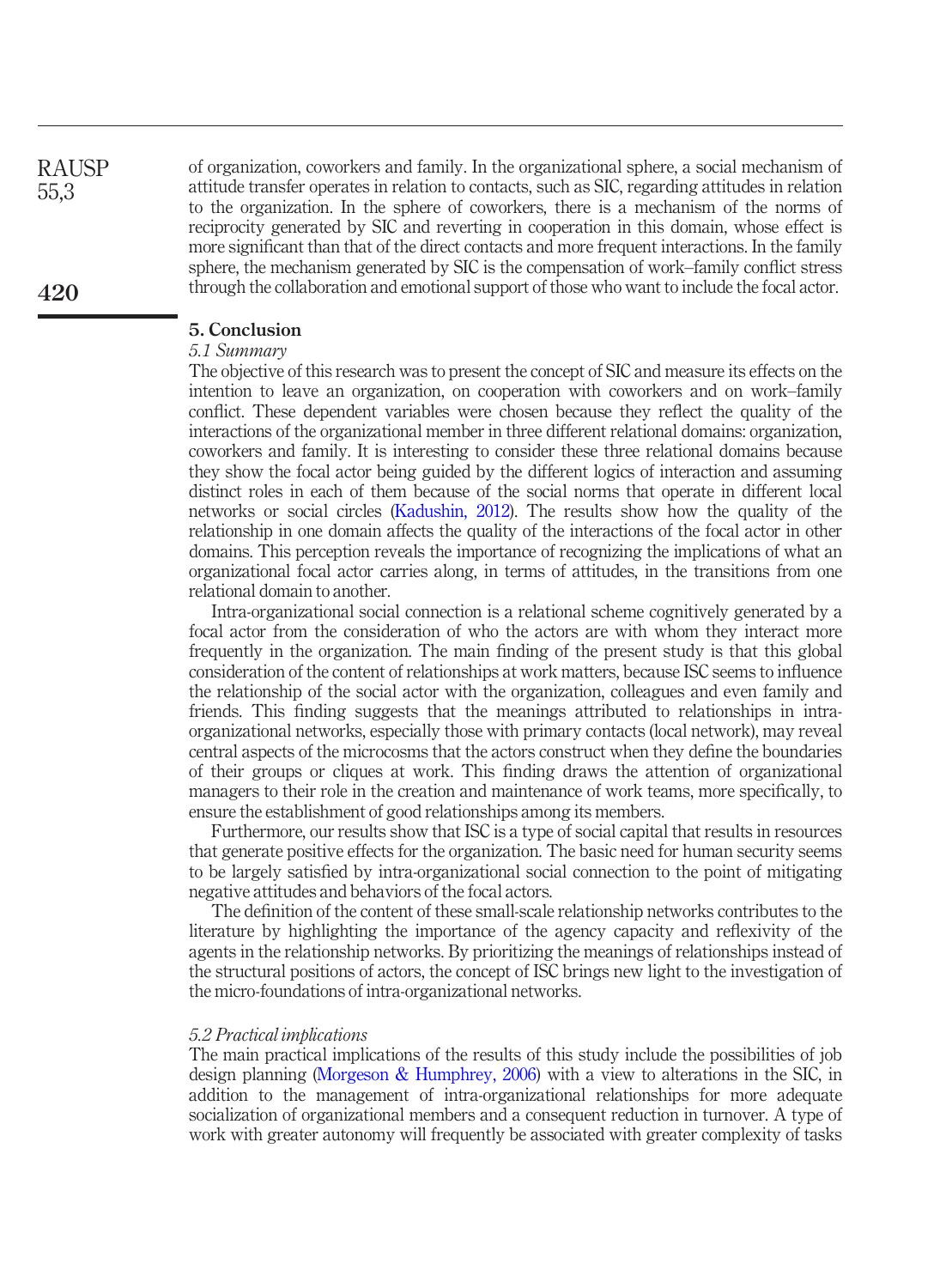of organization, coworkers and family. In the organizational sphere, a social mechanism of attitude transfer operates in relation to contacts, such as SIC, regarding attitudes in relation to the organization. In the sphere of coworkers, there is a mechanism of the norms of reciprocity generated by SIC and reverting in cooperation in this domain, whose effect is more significant than that of the direct contacts and more frequent interactions. In the family sphere, the mechanism generated by SIC is the compensation of work–family conflict stress through the collaboration and emotional support of those who want to include the focal actor.

## 5. Conclusion

### *5.1 Summary*

The objective of this research was to present the concept of SIC and measure its effects on the intention to leave an organization, on cooperation with coworkers and on work–family conflict. These dependent variables were chosen because they reflect the quality of the interactions of the organizational member in three different relational domains: organization, coworkers and family. It is interesting to consider these three relational domains because they show the focal actor being guided by the different logics of interaction and assuming distinct roles in each of them because of the social norms that operate in different local networks or social circles (Kadushin, 2012). The results show how the quality of the relationship in one domain affects the quality of the interactions of the focal actor in other domains. This perception reveals the importance of recognizing the implications of what an organizational focal actor carries along, in terms of attitudes, in the transitions from one relational domain to another.

Intra-organizational social connection is a relational scheme cognitively generated by a focal actor from the consideration of who the actors are with whom they interact more frequently in the organization. The main finding of the present study is that this global consideration of the content of relationships at work matters, because ISC seems to influence the relationship of the social actor with the organization, colleagues and even family and friends. This finding suggests that the meanings attributed to relationships in intra-organizational networks, especially those with primary contacts (local network), may reveal central aspects of the microcosms that the actors construct when they define the boundaries of their groups or cliques at work. This finding draws the attention of organizational managers to their role in the creation and maintenance of work teams, more specifically, to ensure the establishment of good relationships among its members.

Furthermore, our results show that ISC is a type of social capital that results in resources that generate positive effects for the organization. The basic need for human security seems to be largely satisfied by intra-organizational social connection to the point of mitigating negative attitudes and behaviors of the focal actors.

The definition of the content of these small-scale relationship networks contributes to the literature by highlighting the importance of the agency capacity and reflexivity of the agents in the relationship networks. By prioritizing the meanings of relationships instead of the structural positions of actors, the concept of ISC brings new light to the investigation of the micro-foundations of intra-organizational networks.

### *5.2 Practical implications*

The main practical implications of the results of this study include the possibilities of job design planning (Morgeson & Humphrey, 2006) with a view to alterations in the SIC, in addition to the management of intra-organizational relationships for more adequate socialization of organizational members and a consequent reduction in turnover. A type of work with greater autonomy will frequently be associated with greater complexity of tasks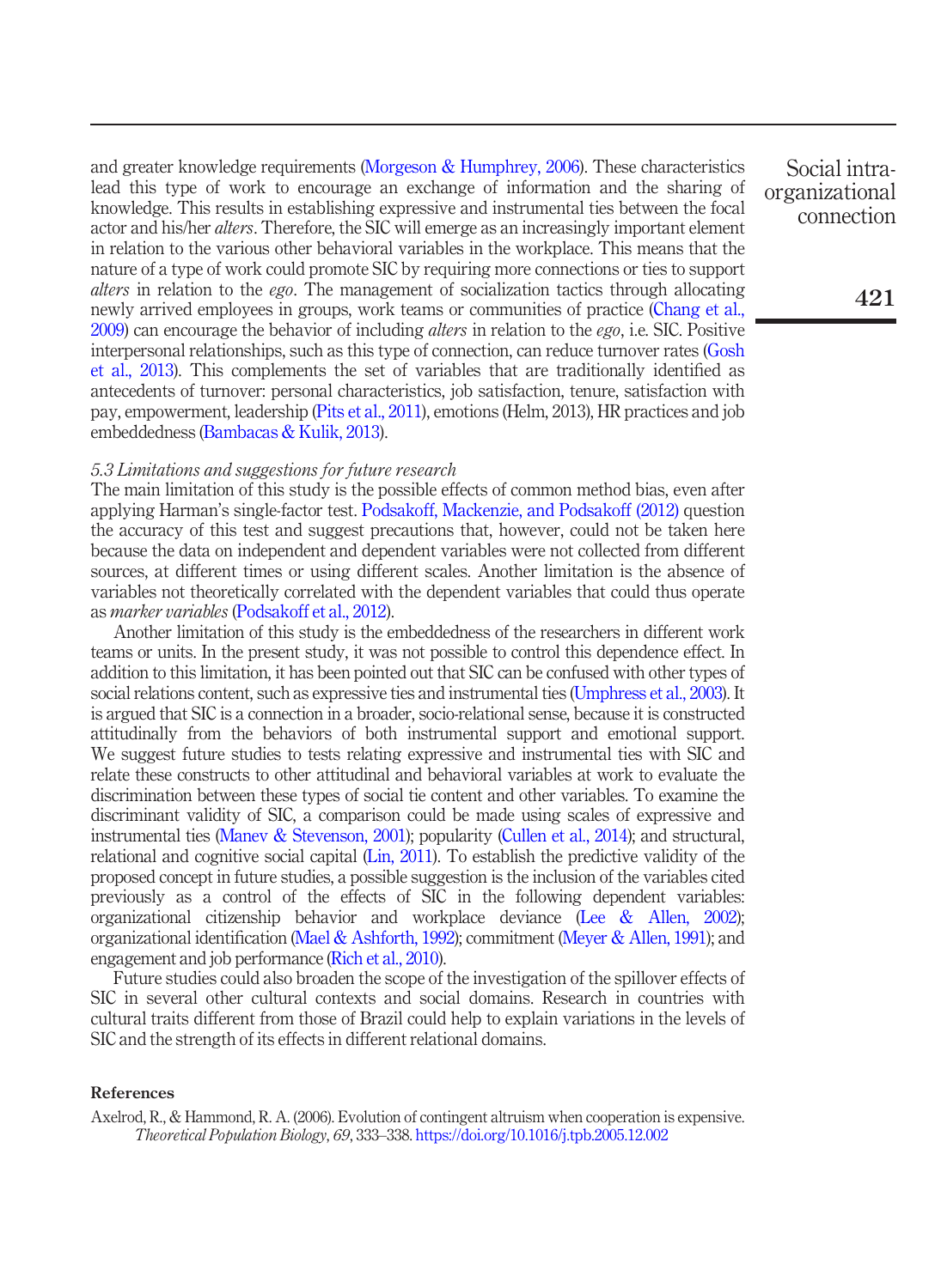and greater knowledge requirements (Morgeson & Humphrey, 2006). These characteristics lead this type of work to encourage an exchange of information and the sharing of knowledge. This results in establishing expressive and instrumental ties between the focal actor and his/her *alters*. Therefore, the SIC will emerge as an increasingly important element in relation to the various other behavioral variables in the workplace. This means that the nature of a type of work could promote SIC by requiring more connections or ties to support *alters* in relation to the *ego*. The management of socialization tactics through allocating newly arrived employees in groups, work teams or communities of practice (Chang et al., 2009) can encourage the behavior of including *alters* in relation to the *ego*, i.e. SIC. Positive interpersonal relationships, such as this type of connection, can reduce turnover rates (Gosh et al., 2013). This complements the set of variables that are traditionally identified as antecedents of turnover: personal characteristics, job satisfaction, tenure, satisfaction with pay, empowerment, leadership (Pits et al., 2011), emotions (Helm, 2013), HR practices and job embeddedness (Bambacas & Kulik, 2013).

### *5.3 Limitations and suggestions for future research*

The main limitation of this study is the possible effects of common method bias, even after applying Harman's single-factor test. Podsakoff, Mackenzie, and Podsakoff (2012) question the accuracy of this test and suggest precautions that, however, could not be taken here because the data on independent and dependent variables were not collected from different sources, at different times or using different scales. Another limitation is the absence of variables not theoretically correlated with the dependent variables that could thus operate as *marker variables* (Podsakoff et al., 2012).

Another limitation of this study is the embeddedness of the researchers in different work teams or units. In the present study, it was not possible to control this dependence effect. In addition to this limitation, it has been pointed out that SIC can be confused with other types of social relations content, such as expressive ties and instrumental ties (Umphress et al., 2003). It is argued that SIC is a connection in a broader, socio-relational sense, because it is constructed attitudinally from the behaviors of both instrumental support and emotional support. We suggest future studies to tests relating expressive and instrumental ties with SIC and relate these constructs to other attitudinal and behavioral variables at work to evaluate the discrimination between these types of social tie content and other variables. To examine the discriminant validity of SIC, a comparison could be made using scales of expressive and instrumental ties (Manev & Stevenson, 2001); popularity (Cullen et al., 2014); and structural, relational and cognitive social capital (Lin, 2011). To establish the predictive validity of the proposed concept in future studies, a possible suggestion is the inclusion of the variables cited previously as a control of the effects of SIC in the following dependent variables: organizational citizenship behavior and workplace deviance (Lee & Allen, 2002); organizational identification (Mael & Ashforth, 1992); commitment (Meyer & Allen, 1991); and engagement and job performance (Rich et al., 2010).

Future studies could also broaden the scope of the investigation of the spillover effects of SIC in several other cultural contexts and social domains. Research in countries with cultural traits different from those of Brazil could help to explain variations in the levels of SIC and the strength of its effects in different relational domains.

## References

Axelrod, R., & Hammond, R. A. (2006). Evolution of contingent altruism when cooperation is expensive. *Theoretical Population Biology*, *69*, 333–338. https://doi.org/10.1016/j.tpb.2005.12.002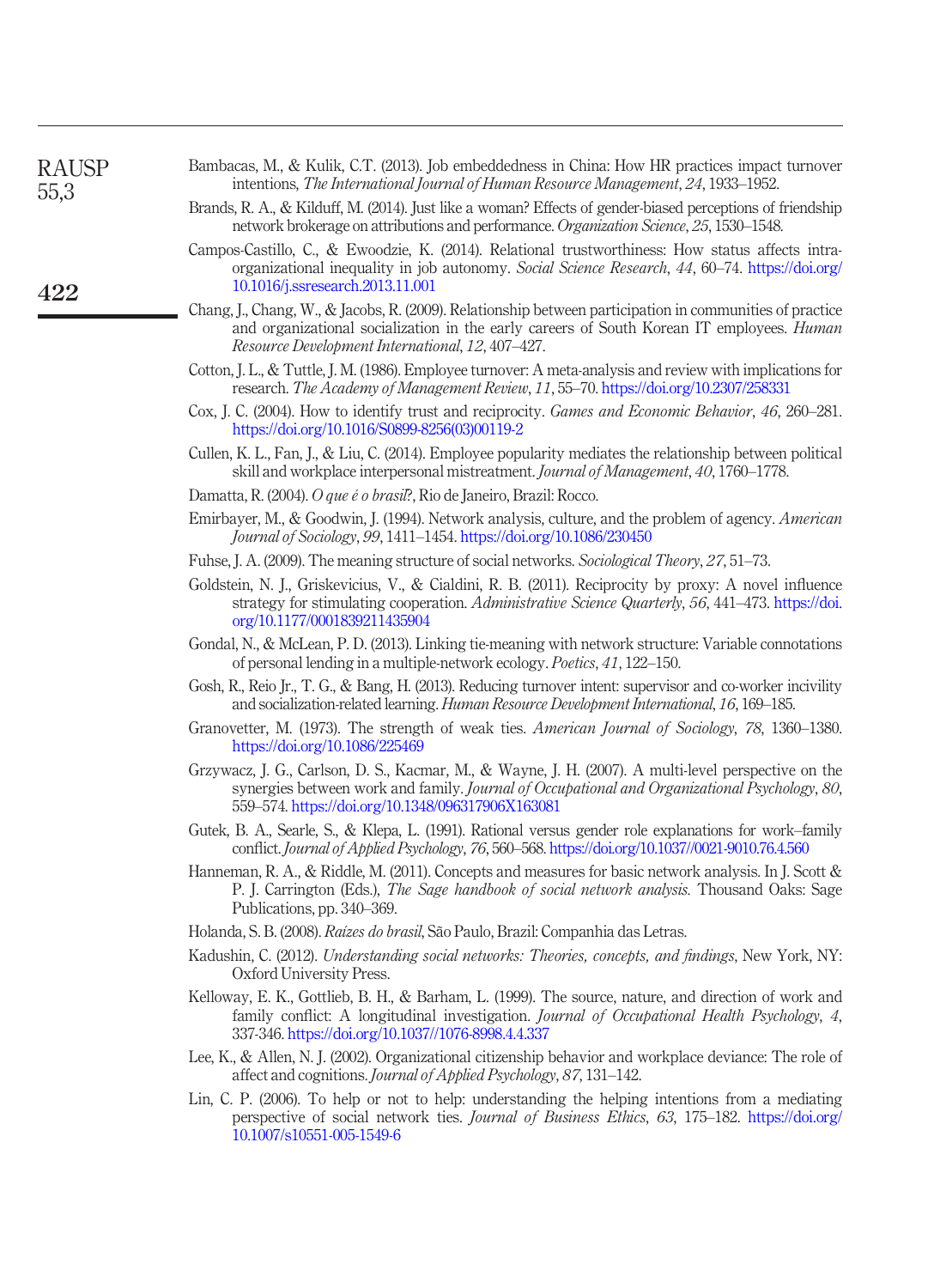Bambacas, M., & Kulik, C.T. (2013). Job embeddedness in China: How HR practices impact turnover intentions, *The International Journal of Human Resource Management*, *24*, 1933–1952.

Brands, R. A., & Kilduff, M. (2014). Just like a woman? Effects of gender-biased perceptions of friendship network brokerage on attributions and performance. *Organization Science*, *25*, 1530–1548.

Campos-Castillo, C., & Ewoodzie, K. (2014). Relational trustworthiness: How status affects intra-organizational inequality in job autonomy. *Social Science Research*, *44*, 60–74. https://doi.org/10.1016/j.ssresearch.2013.11.001

Chang, J., Chang, W., & Jacobs, R. (2009). Relationship between participation in communities of practice and organizational socialization in the early careers of South Korean IT employees. *Human Resource Development International*, *12*, 407–427.

Cotton, J. L., & Tuttle, J. M. (1986). Employee turnover: A meta-analysis and review with implications for research. *The Academy of Management Review*, *11*, 55–70. https://doi.org/10.2307/258331

Cox, J. C. (2004). How to identify trust and reciprocity. *Games and Economic Behavior*, *46*, 260–281. https://doi.org/10.1016/S0899-8256(03)00119-2

Cullen, K. L., Fan, J., & Liu, C. (2014). Employee popularity mediates the relationship between political skill and workplace interpersonal mistreatment. *Journal of Management*, *40*, 1760–1778.

Damatta, R. (2004). *O que é o brasil?*, Rio de Janeiro, Brazil: Rocco.

Emirbayer, M., & Goodwin, J. (1994). Network analysis, culture, and the problem of agency. *American Journal of Sociology*, *99*, 1411–1454. https://doi.org/10.1086/230450

Fuhse, J. A. (2009). The meaning structure of social networks. *Sociological Theory*, *27*, 51–73.

Goldstein, N. J., Griskevicius, V., & Cialdini, R. B. (2011). Reciprocity by proxy: A novel influence strategy for stimulating cooperation. *Administrative Science Quarterly*, *56*, 441–473. https://doi.org/10.1177/0001839211435904

Gondal, N., & McLean, P. D. (2013). Linking tie-meaning with network structure: Variable connotations of personal lending in a multiple-network ecology. *Poetics*, *41*, 122–150.

Gosh, R., Reio Jr., T. G., & Bang, H. (2013). Reducing turnover intent: supervisor and co-worker incivility and socialization-related learning. *Human Resource Development International*, *16*, 169–185.

Granovetter, M. (1973). The strength of weak ties. *American Journal of Sociology*, *78*, 1360–1380. https://doi.org/10.1086/225469

Grzywacz, J. G., Carlson, D. S., Kacmar, M., & Wayne, J. H. (2007). A multi-level perspective on the synergies between work and family. *Journal of Occupational and Organizational Psychology*, *80*, 559–574. https://doi.org/10.1348/096317906X163081

Gutek, B. A., Searle, S., & Klepa, L. (1991). Rational versus gender role explanations for work–family conflict. *Journal of Applied Psychology*, *76*, 560–568. https://doi.org/10.1037//0021-9010.76.4.560

Hanneman, R. A., & Riddle, M. (2011). Concepts and measures for basic network analysis. In J. Scott & P. J. Carrington (Eds.), *The Sage handbook of social network analysis.* Thousand Oaks: Sage Publications, pp. 340–369.

Holanda, S. B. (2008). *Raízes do brasil*, São Paulo, Brazil: Companhia das Letras.

Kadushin, C. (2012). *Understanding social networks: Theories, concepts, and findings*, New York, NY: Oxford University Press.

Kelloway, E. K., Gottlieb, B. H., & Barham, L. (1999). The source, nature, and direction of work and family conflict: A longitudinal investigation. *Journal of Occupational Health Psychology*, *4*, 337-346. https://doi.org/10.1037//1076-8998.4.4.337

Lee, K., & Allen, N. J. (2002). Organizational citizenship behavior and workplace deviance: The role of affect and cognitions. *Journal of Applied Psychology*, *87*, 131–142.

Lin, C. P. (2006). To help or not to help: understanding the helping intentions from a mediating perspective of social network ties. *Journal of Business Ethics*, *63*, 175–182. https://doi.org/10.1007/s10551-005-1549-6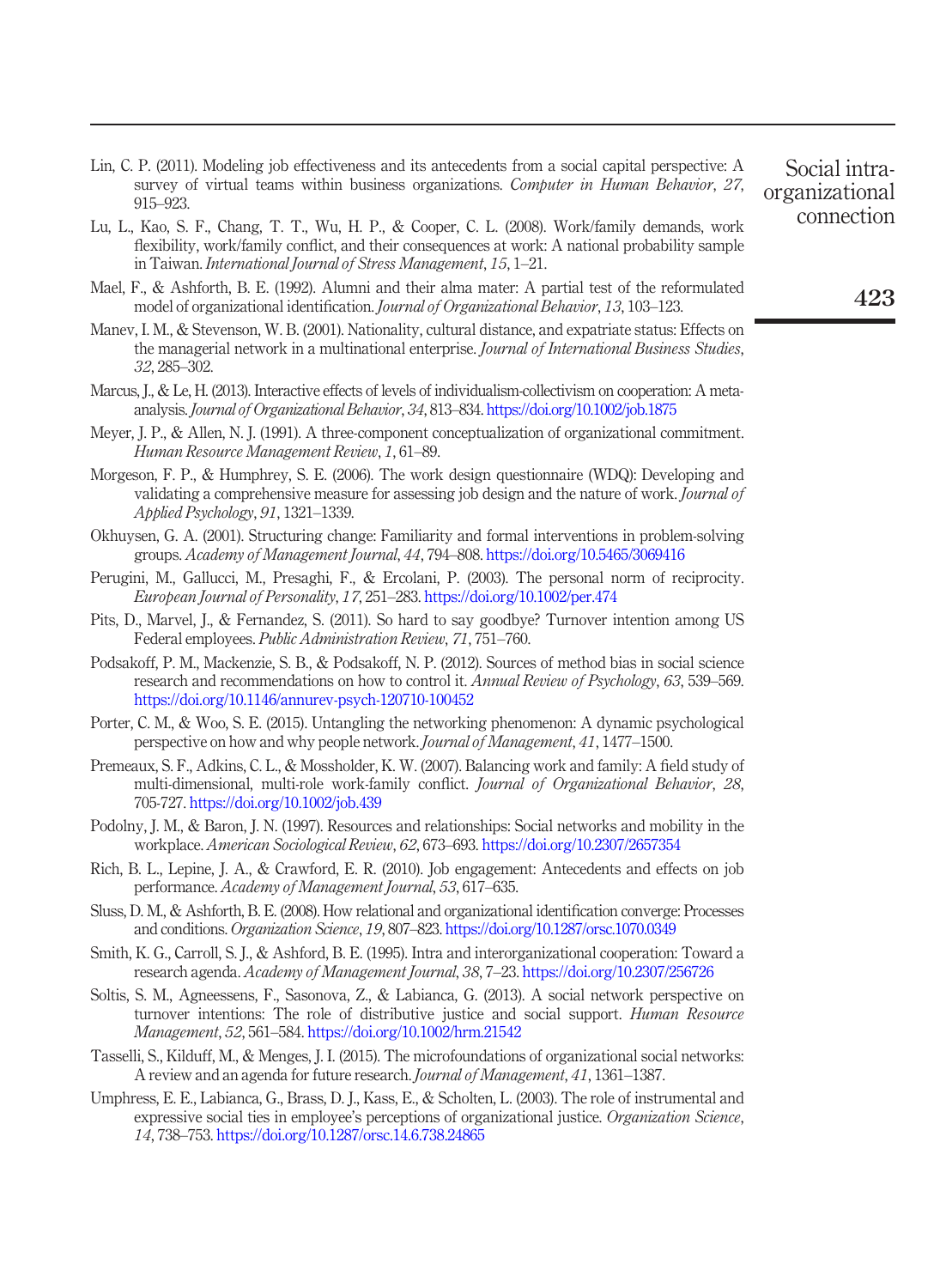Lin, C. P. (2011). Modeling job effectiveness and its antecedents from a social capital perspective: A survey of virtual teams within business organizations. *Computer in Human Behavior*, *27*, 915–923.

Lu, L., Kao, S. F., Chang, T. T., Wu, H. P., & Cooper, C. L. (2008). Work/family demands, work flexibility, work/family conflict, and their consequences at work: A national probability sample in Taiwan. *International Journal of Stress Management*, *15*, 1–21.

Mael, F., & Ashforth, B. E. (1992). Alumni and their alma mater: A partial test of the reformulated model of organizational identification. *Journal of Organizational Behavior*, *13*, 103–123.

Manev, I. M., & Stevenson, W. B. (2001). Nationality, cultural distance, and expatriate status: Effects on the managerial network in a multinational enterprise. *Journal of International Business Studies*, *32*, 285–302.

Marcus, J., & Le, H. (2013). Interactive effects of levels of individualism-collectivism on cooperation: A meta-analysis. *Journal of Organizational Behavior*, *34*, 813–834. https://doi.org/10.1002/job.1875

Meyer, J. P., & Allen, N. J. (1991). A three-component conceptualization of organizational commitment. *Human Resource Management Review*, *1*, 61–89.

Morgeson, F. P., & Humphrey, S. E. (2006). The work design questionnaire (WDQ): Developing and validating a comprehensive measure for assessing job design and the nature of work. *Journal of Applied Psychology*, *91*, 1321–1339.

Okhuysen, G. A. (2001). Structuring change: Familiarity and formal interventions in problem-solving groups. *Academy of Management Journal*, *44*, 794–808. https://doi.org/10.5465/3069416

Perugini, M., Gallucci, M., Presaghi, F., & Ercolani, P. (2003). The personal norm of reciprocity. *European Journal of Personality*, *17*, 251–283. https://doi.org/10.1002/per.474

Pits, D., Marvel, J., & Fernandez, S. (2011). So hard to say goodbye? Turnover intention among US Federal employees. *Public Administration Review*, *71*, 751–760.

Podsakoff, P. M., Mackenzie, S. B., & Podsakoff, N. P. (2012). Sources of method bias in social science research and recommendations on how to control it. *Annual Review of Psychology*, *63*, 539–569. https://doi.org/10.1146/annurev-psych-120710-100452

Porter, C. M., & Woo, S. E. (2015). Untangling the networking phenomenon: A dynamic psychological perspective on how and why people network. *Journal of Management*, *41*, 1477–1500.

Premeaux, S. F., Adkins, C. L., & Mossholder, K. W. (2007). Balancing work and family: A field study of multi-dimensional, multi-role work-family conflict. *Journal of Organizational Behavior*, *28*, 705-727. https://doi.org/10.1002/job.439

Podolny, J. M., & Baron, J. N. (1997). Resources and relationships: Social networks and mobility in the workplace. *American Sociological Review*, *62*, 673–693. https://doi.org/10.2307/2657354

Rich, B. L., Lepine, J. A., & Crawford, E. R. (2010). Job engagement: Antecedents and effects on job performance. *Academy of Management Journal*, *53*, 617–635.

Sluss, D. M., & Ashforth, B. E. (2008). How relational and organizational identification converge: Processes and conditions. *Organization Science*, *19*, 807–823. https://doi.org/10.1287/orsc.1070.0349

Smith, K. G., Carroll, S. J., & Ashford, B. E. (1995). Intra and interorganizational cooperation: Toward a research agenda. *Academy of Management Journal*, *38*, 7–23. https://doi.org/10.2307/256726

Soltis, S. M., Agneessens, F., Sasonova, Z., & Labianca, G. (2013). A social network perspective on turnover intentions: The role of distributive justice and social support. *Human Resource Management*, *52*, 561–584. https://doi.org/10.1002/hrm.21542

Tasselli, S., Kilduff, M., & Menges, J. I. (2015). The microfoundations of organizational social networks: A review and an agenda for future research. *Journal of Management*, *41*, 1361–1387.

Umphress, E. E., Labianca, G., Brass, D. J., Kass, E., & Scholten, L. (2003). The role of instrumental and expressive social ties in employee's perceptions of organizational justice. *Organization Science*, *14*, 738–753. https://doi.org/10.1287/orsc.14.6.738.24865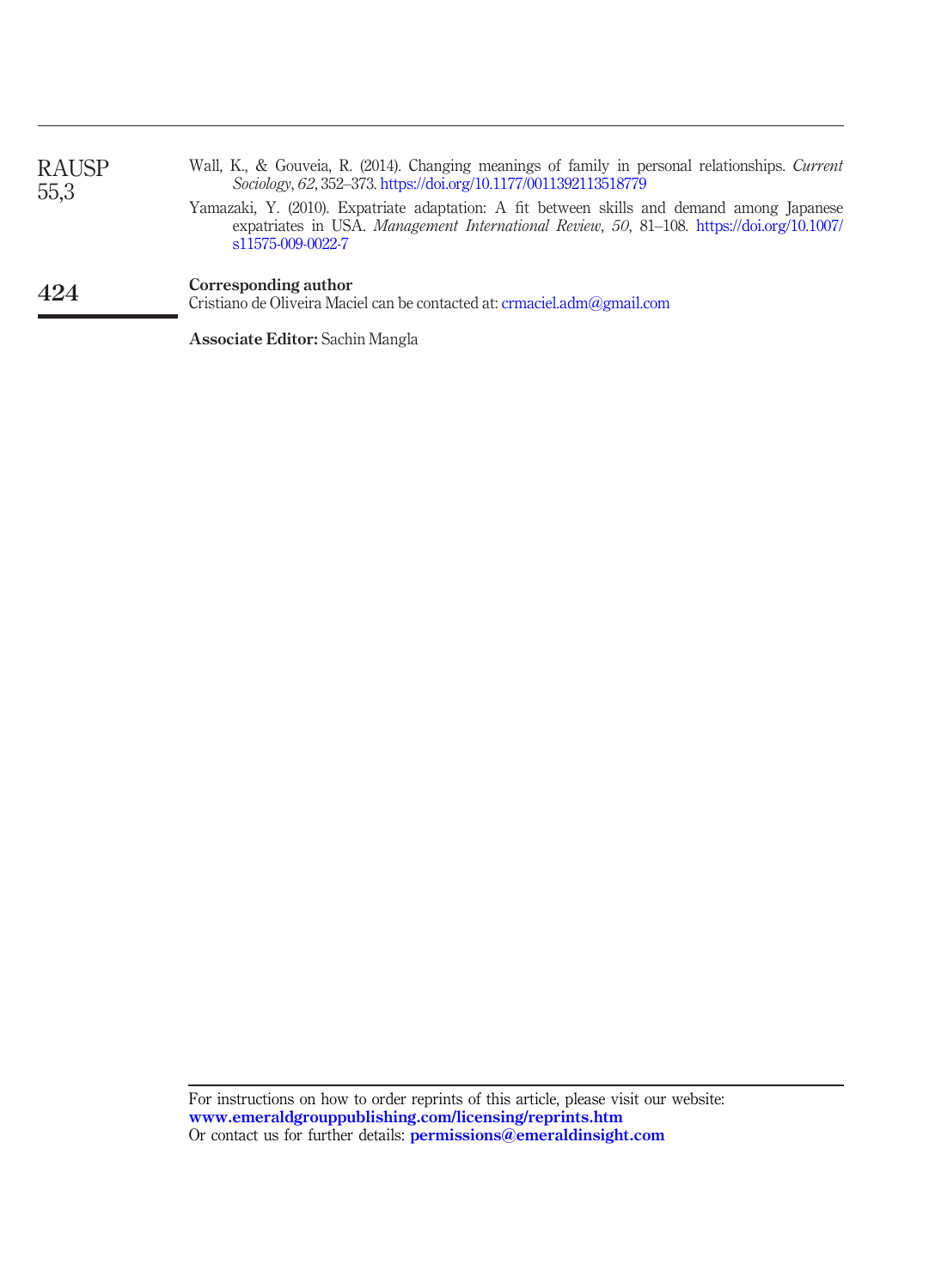Wall, K., & Gouveia, R. (2014). Changing meanings of family in personal relationships. *Current Sociology*, *62*, 352–373. https://doi.org/10.1177/0011392113518779

Yamazaki, Y. (2010). Expatriate adaptation: A fit between skills and demand among Japanese expatriates in USA. *Management International Review*, *50*, 81–108. https://doi.org/10.1007/s11575-009-0022-7

**Corresponding author**
Cristiano de Oliveira Maciel can be contacted at: crmaciel.adm@gmail.com

**Associate Editor:** Sachin Mangla

For instructions on how to order reprints of this article, please visit our website:
**www.emeraldgrouppublishing.com/licensing/reprints.htm**
Or contact us for further details: **permissions@emeraldinsight.com**